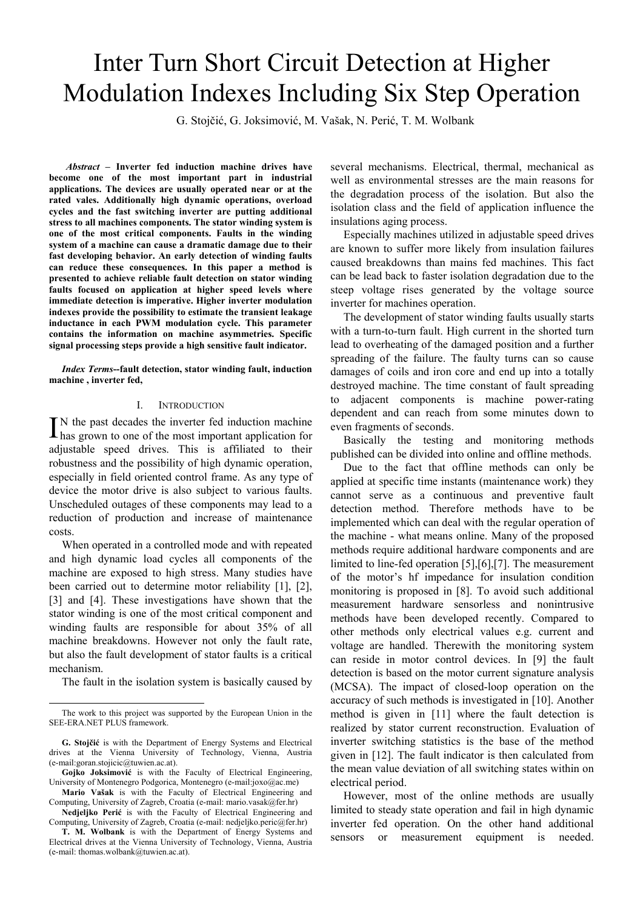# Inter Turn Short Circuit Detection at Higher Modulation Indexes Including Six Step Operation

G. Stojčić, G. Joksimović, M. Vašak, N. Perić, T. M. Wolbank

***Abstract*** **– Inverter fed induction machine drives have become one of the most important part in industrial applications. The devices are usually operated near or at the rated vales. Additionally high dynamic operations, overload cycles and the fast switching inverter are putting additional stress to all machines components. The stator winding system is one of the most critical components. Faults in the winding system of a machine can cause a dramatic damage due to their fast developing behavior. An early detection of winding faults can reduce these consequences. In this paper a method is presented to achieve reliable fault detection on stator winding faults focused on application at higher speed levels where immediate detection is imperative. Higher inverter modulation indexes provide the possibility to estimate the transient leakage inductance in each PWM modulation cycle. This parameter contains the information on machine asymmetries. Specific signal processing steps provide a high sensitive fault indicator.**

***Index Terms*****--fault detection, stator winding fault, induction machine , inverter fed,**

## I. Introduction

In the past decades the inverter fed induction machine has grown to one of the most important application for adjustable speed drives. This is affiliated to their robustness and the possibility of high dynamic operation, especially in field oriented control frame. As any type of device the motor drive is also subject to various faults. Unscheduled outages of these components may lead to a reduction of production and increase of maintenance costs.

When operated in a controlled mode and with repeated and high dynamic load cycles all components of the machine are exposed to high stress. Many studies have been carried out to determine motor reliability [1], [2], [3] and [4]. These investigations have shown that the stator winding is one of the most critical component and winding faults are responsible for about 35% of all machine breakdowns. However not only the fault rate, but also the fault development of stator faults is a critical mechanism.

The fault in the isolation system is basically caused by several mechanisms. Electrical, thermal, mechanical as well as environmental stresses are the main reasons for the degradation process of the isolation. But also the isolation class and the field of application influence the insulations aging process.

Especially machines utilized in adjustable speed drives are known to suffer more likely from insulation failures caused breakdowns than mains fed machines. This fact can be lead back to faster isolation degradation due to the steep voltage rises generated by the voltage source inverter for machines operation.

The development of stator winding faults usually starts with a turn-to-turn fault. High current in the shorted turn lead to overheating of the damaged position and a further spreading of the failure. The faulty turns can so cause damages of coils and iron core and end up into a totally destroyed machine. The time constant of fault spreading to adjacent components is machine power-rating dependent and can reach from some minutes down to even fragments of seconds.

Basically the testing and monitoring methods published can be divided into online and offline methods.

Due to the fact that offline methods can only be applied at specific time instants (maintenance work) they cannot serve as a continuous and preventive fault detection method. Therefore methods have to be implemented which can deal with the regular operation of the machine - what means online. Many of the proposed methods require additional hardware components and are limited to line-fed operation [5],[6],[7]. The measurement of the motor's hf impedance for insulation condition monitoring is proposed in [8]. To avoid such additional measurement hardware sensorless and nonintrusive methods have been developed recently. Compared to other methods only electrical values e.g. current and voltage are handled. Therewith the monitoring system can reside in motor control devices. In [9] the fault detection is based on the motor current signature analysis (MCSA). The impact of closed-loop operation on the accuracy of such methods is investigated in [10]. Another method is given in [11] where the fault detection is realized by stator current reconstruction. Evaluation of inverter switching statistics is the base of the method given in [12]. The fault indicator is then calculated from the mean value deviation of all switching states within on electrical period.

However, most of the online methods are usually limited to steady state operation and fail in high dynamic inverter fed operation. On the other hand additional sensors or measurement equipment is needed.

---

The work to this project was supported by the European Union in the SEE-ERA.NET PLUS framework.

**G. Stojčić** is with the Department of Energy Systems and Electrical drives at the Vienna University of Technology, Vienna, Austria (e-mail:goran.stojicic@tuwien.ac.at).

**Gojko Joksimović** is with the Faculty of Electrical Engineering, University of Montenegro Podgorica, Montenegro (e-mail:joxo@ac.me)

**Mario Vašak** is with the Faculty of Electrical Engineering and Computing, University of Zagreb, Croatia (e-mail: mario.vasak@fer.hr)

**Nedjeljko Perić** is with the Faculty of Electrical Engineering and Computing, University of Zagreb, Croatia (e-mail: nedjeljko.peric@fer.hr)

**T. M. Wolbank** is with the Department of Energy Systems and Electrical drives at the Vienna University of Technology, Vienna, Austria (e-mail: thomas.wolbank@tuwien.ac.at).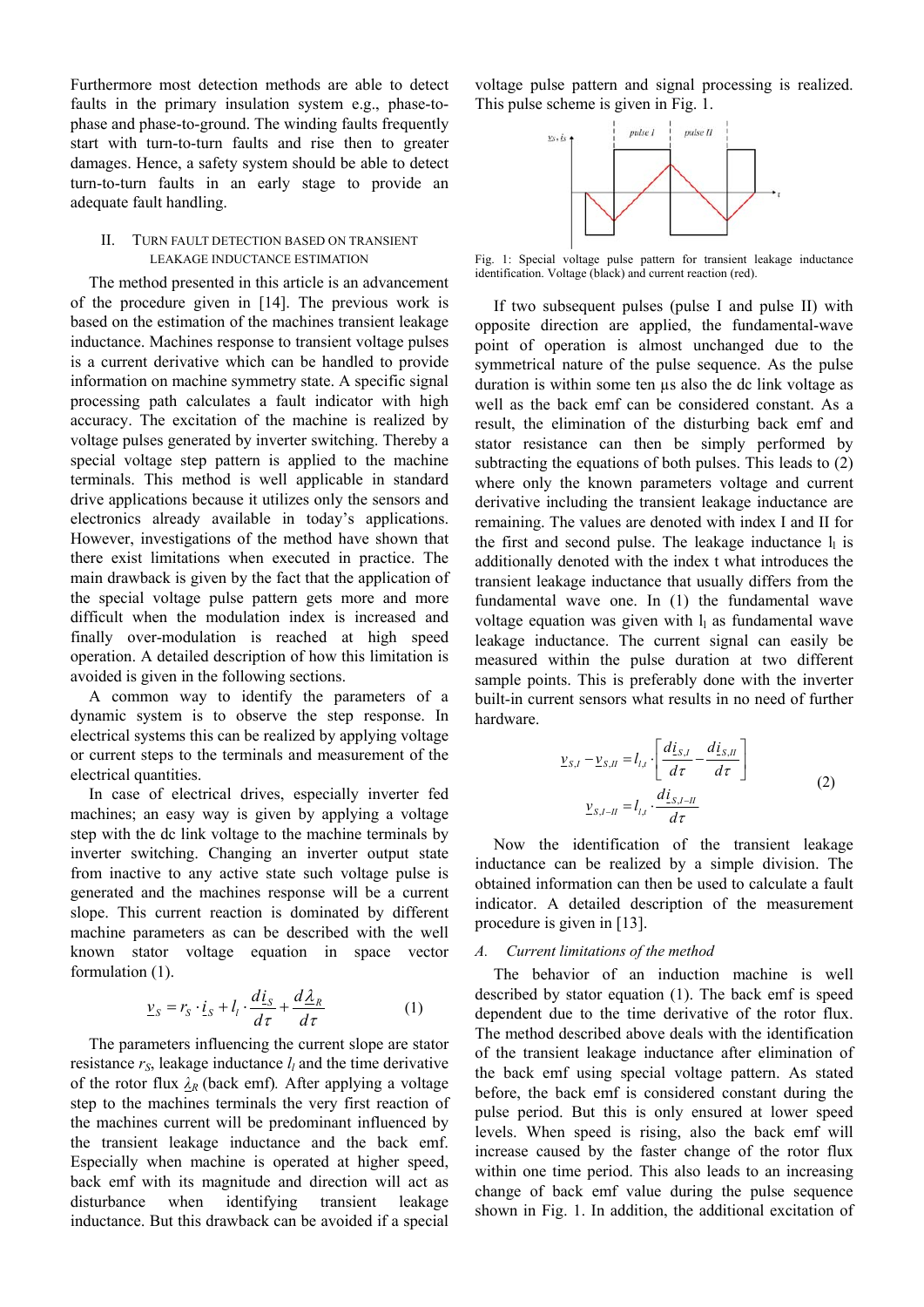Furthermore most detection methods are able to detect faults in the primary insulation system e.g., phase-to-phase and phase-to-ground. The winding faults frequently start with turn-to-turn faults and rise then to greater damages. Hence, a safety system should be able to detect turn-to-turn faults in an early stage to provide an adequate fault handling.

## II. Turn Fault Detection Based on Transient Leakage Inductance Estimation

The method presented in this article is an advancement of the procedure given in [14]. The previous work is based on the estimation of the machines transient leakage inductance. Machines response to transient voltage pulses is a current derivative which can be handled to provide information on machine symmetry state. A specific signal processing path calculates a fault indicator with high accuracy. The excitation of the machine is realized by voltage pulses generated by inverter switching. Thereby a special voltage step pattern is applied to the machine terminals. This method is well applicable in standard drive applications because it utilizes only the sensors and electronics already available in today's applications. However, investigations of the method have shown that there exist limitations when executed in practice. The main drawback is given by the fact that the application of the special voltage pulse pattern gets more and more difficult when the modulation index is increased and finally over-modulation is reached at high speed operation. A detailed description of how this limitation is avoided is given in the following sections.

A common way to identify the parameters of a dynamic system is to observe the step response. In electrical systems this can be realized by applying voltage or current steps to the terminals and measurement of the electrical quantities.

In case of electrical drives, especially inverter fed machines; an easy way is given by applying a voltage step with the dc link voltage to the machine terminals by inverter switching. Changing an inverter output state from inactive to any active state such voltage pulse is generated and the machines response will be a current slope. This current reaction is dominated by different machine parameters as can be described with the well known stator voltage equation in space vector formulation (1).

$$\underline{v}_S = r_S \cdot \underline{i}_S + l_l \cdot \frac{d\underline{i}_S}{d\tau} + \frac{d\underline{\lambda}_R}{d\tau} \tag{1}$$

The parameters influencing the current slope are stator resistance $r_S$, leakage inductance $l_l$ and the time derivative of the rotor flux $\underline{\lambda}_R$ (back emf). After applying a voltage step to the machines terminals the very first reaction of the machines current will be predominant influenced by the transient leakage inductance and the back emf. Especially when machine is operated at higher speed, back emf with its magnitude and direction will act as disturbance when identifying transient leakage inductance. But this drawback can be avoided if a special voltage pulse pattern and signal processing is realized. This pulse scheme is given in Fig. 1.

Fig. 1: Special voltage pulse pattern for transient leakage inductance identification. Voltage (black) and current reaction (red).

If two subsequent pulses (pulse I and pulse II) with opposite direction are applied, the fundamental-wave point of operation is almost unchanged due to the symmetrical nature of the pulse sequence. As the pulse duration is within some ten µs also the dc link voltage as well as the back emf can be considered constant. As a result, the elimination of the disturbing back emf and stator resistance can then be simply performed by subtracting the equations of both pulses. This leads to (2) where only the known parameters voltage and current derivative including the transient leakage inductance are remaining. The values are denoted with index I and II for the first and second pulse. The leakage inductance $l_l$ is additionally denoted with the index t what introduces the transient leakage inductance that usually differs from the fundamental wave one. In (1) the fundamental wave voltage equation was given with $l_l$ as fundamental wave leakage inductance. The current signal can easily be measured within the pulse duration at two different sample points. This is preferably done with the inverter built-in current sensors what results in no need of further hardware.

$$\begin{aligned} \underline{v}_{S,I} - \underline{v}_{S,II} &= l_{l,t} \cdot \left[ \frac{d\underline{i}_{S,I}}{d\tau} - \frac{d\underline{i}_{S,II}}{d\tau} \right] \\ \underline{v}_{S,I-II} &= l_{l,t} \cdot \frac{d\underline{i}_{S,I-II}}{d\tau} \end{aligned} \tag{2}$$

Now the identification of the transient leakage inductance can be realized by a simple division. The obtained information can then be used to calculate a fault indicator. A detailed description of the measurement procedure is given in [13].

### A. Current limitations of the method

The behavior of an induction machine is well described by stator equation (1). The back emf is speed dependent due to the time derivative of the rotor flux. The method described above deals with the identification of the transient leakage inductance after elimination of the back emf using special voltage pattern. As stated before, the back emf is considered constant during the pulse period. But this is only ensured at lower speed levels. When speed is rising, also the back emf will increase caused by the faster change of the rotor flux within one time period. This also leads to an increasing change of back emf value during the pulse sequence shown in Fig. 1. In addition, the additional excitation of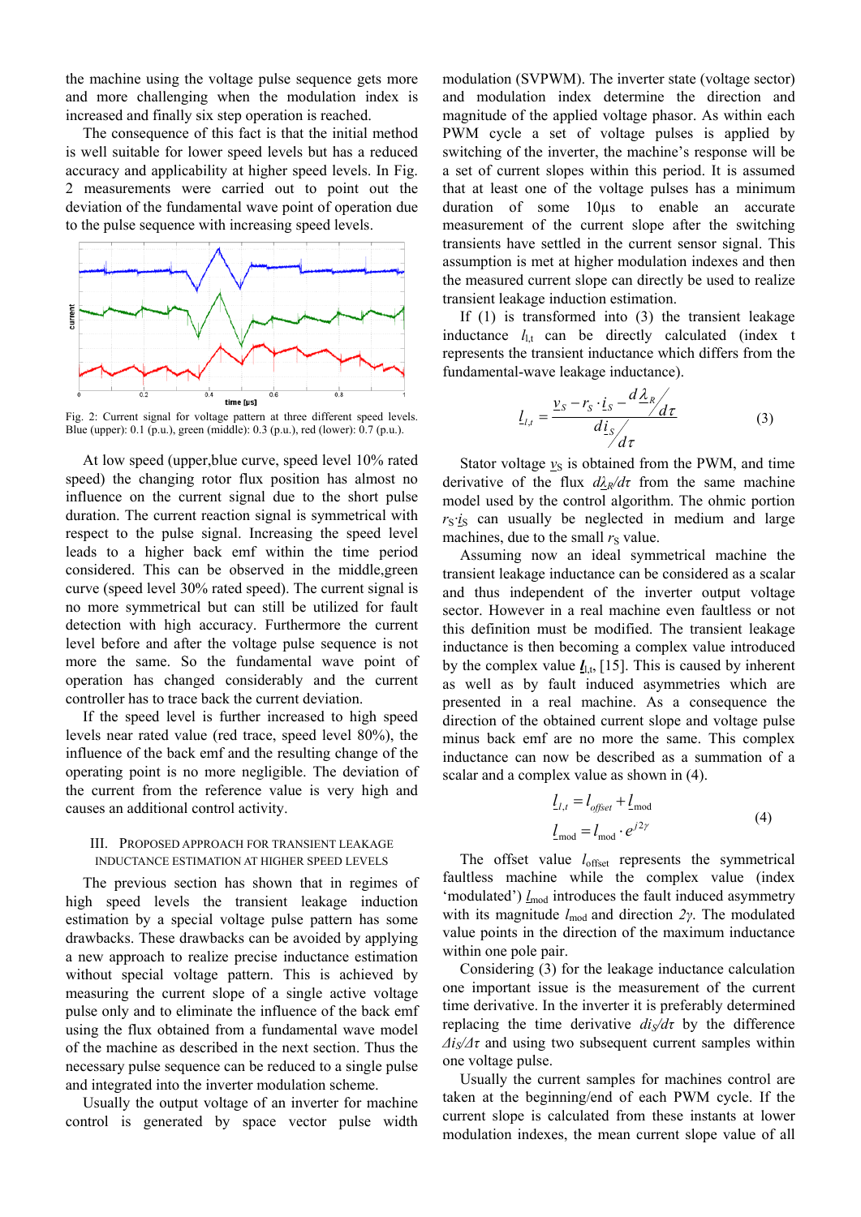the machine using the voltage pulse sequence gets more and more challenging when the modulation index is increased and finally six step operation is reached.

The consequence of this fact is that the initial method is well suitable for lower speed levels but has a reduced accuracy and applicability at higher speed levels. In Fig. 2 measurements were carried out to point out the deviation of the fundamental wave point of operation due to the pulse sequence with increasing speed levels.

Fig. 2: Current signal for voltage pattern at three different speed levels. Blue (upper): 0.1 (p.u.), green (middle): 0.3 (p.u.), red (lower): 0.7 (p.u.).

At low speed (upper,blue curve, speed level 10% rated speed) the changing rotor flux position has almost no influence on the current signal due to the short pulse duration. The current reaction signal is symmetrical with respect to the pulse signal. Increasing the speed level leads to a higher back emf within the time period considered. This can be observed in the middle,green curve (speed level 30% rated speed). The current signal is no more symmetrical but can still be utilized for fault detection with high accuracy. Furthermore the current level before and after the voltage pulse sequence is not more the same. So the fundamental wave point of operation has changed considerably and the current controller has to trace back the current deviation.

If the speed level is further increased to high speed levels near rated value (red trace, speed level 80%), the influence of the back emf and the resulting change of the operating point is no more negligible. The deviation of the current from the reference value is very high and causes an additional control activity.

## III. Proposed Approach for Transient Leakage Inductance Estimation at Higher Speed Levels

The previous section has shown that in regimes of high speed levels the transient leakage induction estimation by a special voltage pulse pattern has some drawbacks. These drawbacks can be avoided by applying a new approach to realize precise inductance estimation without special voltage pattern. This is achieved by measuring the current slope of a single active voltage pulse only and to eliminate the influence of the back emf using the flux obtained from a fundamental wave model of the machine as described in the next section. Thus the necessary pulse sequence can be reduced to a single pulse and integrated into the inverter modulation scheme.

Usually the output voltage of an inverter for machine control is generated by space vector pulse width modulation (SVPWM). The inverter state (voltage sector) and modulation index determine the direction and magnitude of the applied voltage phasor. As within each PWM cycle a set of voltage pulses is applied by switching of the inverter, the machine's response will be a set of current slopes within this period. It is assumed that at least one of the voltage pulses has a minimum duration of some 10µs to enable an accurate measurement of the current slope after the switching transients have settled in the current sensor signal. This assumption is met at higher modulation indexes and then the measured current slope can directly be used to realize transient leakage induction estimation.

If (1) is transformed into (3) the transient leakage inductance $l_{l,t}$ can be directly calculated (index t represents the transient inductance which differs from the fundamental-wave leakage inductance).

$$\underline{l}_{l,t} = \frac{\underline{v}_S - r_S \cdot \underline{i}_S - \frac{d\underline{\lambda}_R}{d\tau}}{\frac{d\underline{i}_S}{d\tau}} \tag{3}$$

Stator voltage $\underline{v}_S$ is obtained from the PWM, and time derivative of the flux $d\underline{\lambda}_R/d\tau$ from the same machine model used by the control algorithm. The ohmic portion $r_S \cdot \underline{i}_S$ can usually be neglected in medium and large machines, due to the small $r_S$ value.

Assuming now an ideal symmetrical machine the transient leakage inductance can be considered as a scalar and thus independent of the inverter output voltage sector. However in a real machine even faultless or not this definition must be modified. The transient leakage inductance is then becoming a complex value introduced by the complex value $\underline{l}_{l,t}$, [15]. This is caused by inherent as well as by fault induced asymmetries which are presented in a real machine. As a consequence the direction of the obtained current slope and voltage pulse minus back emf are no more the same. This complex inductance can now be described as a summation of a scalar and a complex value as shown in (4).

$$\begin{aligned} \underline{l}_{l,t} &= l_{offset} + \underline{l}_{\text{mod}} \\ \underline{l}_{\text{mod}} &= l_{\text{mod}} \cdot e^{j2\gamma} \end{aligned} \tag{4}$$

The offset value $l_{\text{offset}}$ represents the symmetrical faultless machine while the complex value (index 'modulated') $\underline{l}_{\text{mod}}$ introduces the fault induced asymmetry with its magnitude $l_{\text{mod}}$ and direction $2\gamma$. The modulated value points in the direction of the maximum inductance within one pole pair.

Considering (3) for the leakage inductance calculation one important issue is the measurement of the current time derivative. In the inverter it is preferably determined replacing the time derivative $d\underline{i}_S/d\tau$ by the difference $\Delta\underline{i}_S/\Delta\tau$ and using two subsequent current samples within one voltage pulse.

Usually the current samples for machines control are taken at the beginning/end of each PWM cycle. If the current slope is calculated from these instants at lower modulation indexes, the mean current slope value of all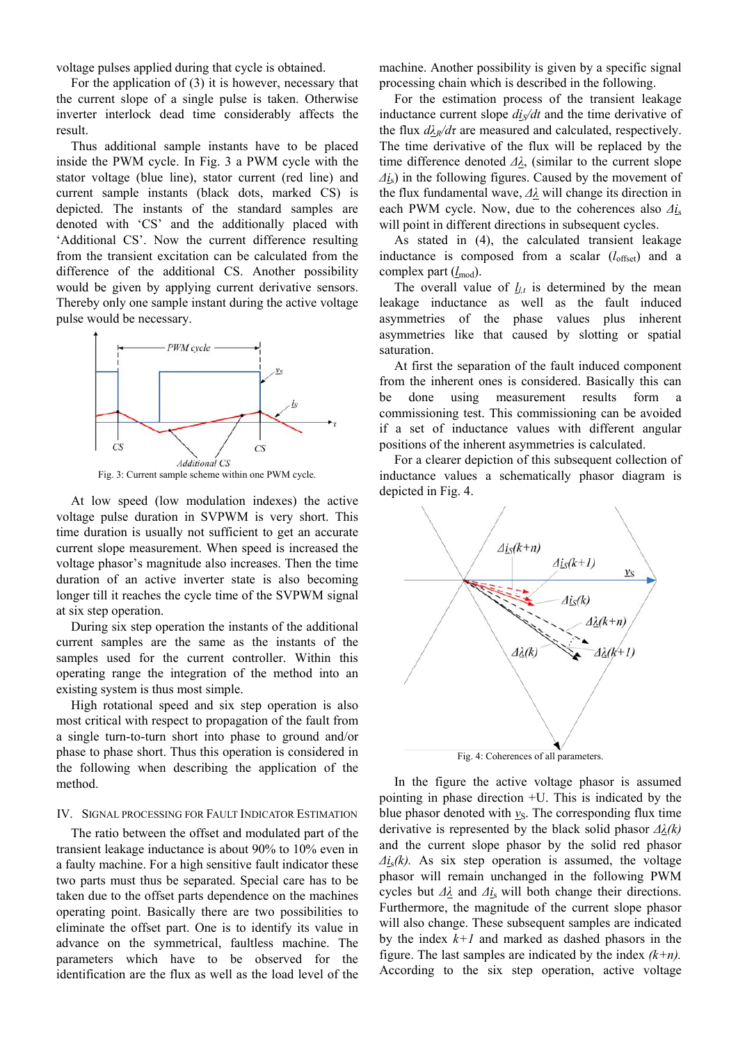voltage pulses applied during that cycle is obtained.

For the application of (3) it is however, necessary that the current slope of a single pulse is taken. Otherwise inverter interlock dead time considerably affects the result.

Thus additional sample instants have to be placed inside the PWM cycle. In Fig. 3 a PWM cycle with the stator voltage (blue line), stator current (red line) and current sample instants (black dots, marked CS) is depicted. The instants of the standard samples are denoted with 'CS' and the additionally placed with 'Additional CS'. Now the current difference resulting from the transient excitation can be calculated from the difference of the additional CS. Another possibility would be given by applying current derivative sensors. Thereby only one sample instant during the active voltage pulse would be necessary.

PWM cycle

$\underline{v}_S$

$\underline{i}_S$

$\tau$

CS

CS

Additional CS

Fig. 3: Current sample scheme within one PWM cycle.

At low speed (low modulation indexes) the active voltage pulse duration in SVPWM is very short. This time duration is usually not sufficient to get an accurate current slope measurement. When speed is increased the voltage phasor's magnitude also increases. Then the time duration of an active inverter state is also becoming longer till it reaches the cycle time of the SVPWM signal at six step operation.

During six step operation the instants of the additional current samples are the same as the instants of the samples used for the current controller. Within this operating range the integration of the method into an existing system is thus most simple.

High rotational speed and six step operation is also most critical with respect to propagation of the fault from a single turn-to-turn short into phase to ground and/or phase to phase short. Thus this operation is considered in the following when describing the application of the method.

## IV. Signal Processing for Fault Indicator Estimation

The ratio between the offset and modulated part of the transient leakage inductance is about 90% to 10% even in a faulty machine. For a high sensitive fault indicator these two parts must thus be separated. Special care has to be taken due to the offset parts dependence on the machines operating point. Basically there are two possibilities to eliminate the offset part. One is to identify its value in advance on the symmetrical, faultless machine. The parameters which have to be observed for the identification are the flux as well as the load level of the machine. Another possibility is given by a specific signal processing chain which is described in the following.

For the estimation process of the transient leakage inductance current slope $d\underline{i}_S/dt$ and the time derivative of the flux $d\underline{\lambda}_R/d\tau$ are measured and calculated, respectively. The time derivative of the flux will be replaced by the time difference denoted $\Delta\underline{\lambda}$, (similar to the current slope $\Delta\underline{i}_S$) in the following figures. Caused by the movement of the flux fundamental wave, $\Delta\underline{\lambda}$ will change its direction in each PWM cycle. Now, due to the coherences also $\Delta\underline{i}_S$ will point in different directions in subsequent cycles.

As stated in (4), the calculated transient leakage inductance is composed from a scalar ($l_{\text{offset}}$) and a complex part ($\underline{l}_{\text{mod}}$).

The overall value of $\underline{l}_{l,t}$ is determined by the mean leakage inductance as well as the fault induced asymmetries of the phase values plus inherent asymmetries like that caused by slotting or spatial saturation.

At first the separation of the fault induced component from the inherent ones is considered. Basically this can be done using measurement results form a commissioning test. This commissioning can be avoided if a set of inductance values with different angular positions of the inherent asymmetries is calculated.

For a clearer depiction of this subsequent collection of inductance values a schematically phasor diagram is depicted in Fig. 4.

$\Delta\underline{i}_S(k+n)$

$\Delta\underline{i}_S(k+1)$

$\underline{v}_S$

$\Delta\underline{i}_S(k)$

$\Delta\underline{\lambda}(k+n)$

$\Delta\underline{\lambda}(k)$

$\Delta\underline{\lambda}(k+1)$

Fig. 4: Coherences of all parameters.

In the figure the active voltage phasor is assumed pointing in phase direction +U. This is indicated by the blue phasor denoted with $\underline{v}_S$. The corresponding flux time derivative is represented by the black solid phasor $\Delta\underline{\lambda}(k)$ and the current slope phasor by the solid red phasor $\Delta\underline{i}_S(k)$. As six step operation is assumed, the voltage phasor will remain unchanged in the following PWM cycles but $\Delta\underline{\lambda}$ and $\Delta\underline{i}_S$ will both change their directions. Furthermore, the magnitude of the current slope phasor will also change. These subsequent samples are indicated by the index $k+1$ and marked as dashed phasors in the figure. The last samples are indicated by the index $(k+n)$. According to the six step operation, active voltage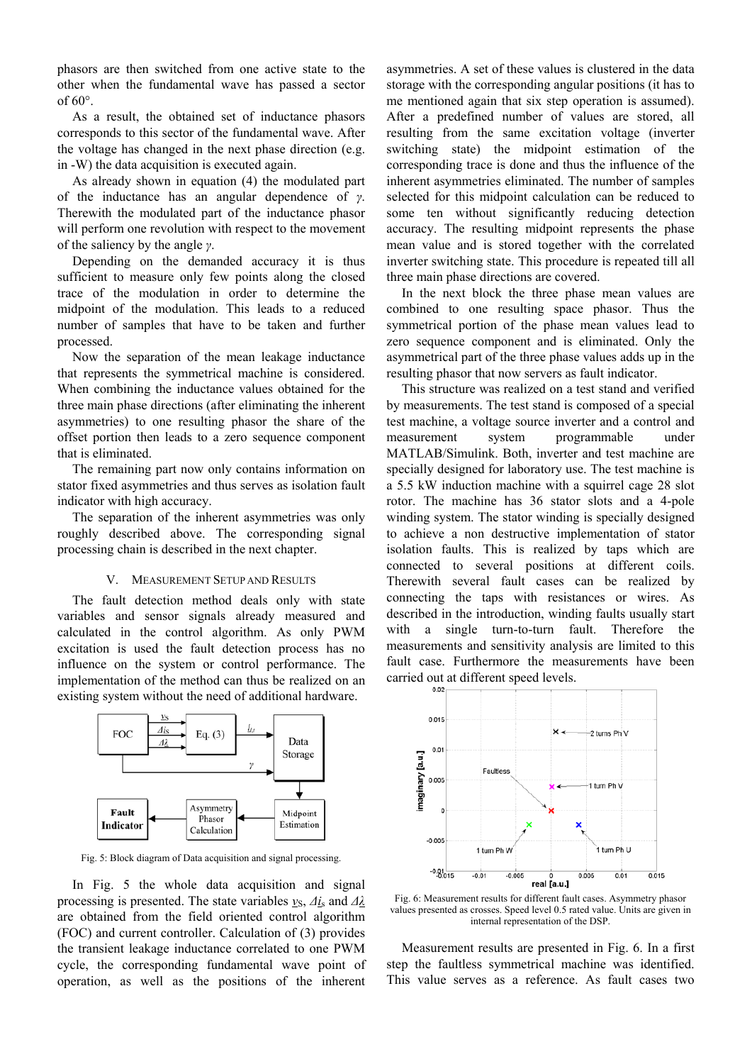phasors are then switched from one active state to the other when the fundamental wave has passed a sector of 60°.

As a result, the obtained set of inductance phasors corresponds to this sector of the fundamental wave. After the voltage has changed in the next phase direction (e.g. in -W) the data acquisition is executed again.

As already shown in equation (4) the modulated part of the inductance has an angular dependence of $\gamma$. Therewith the modulated part of the inductance phasor will perform one revolution with respect to the movement of the saliency by the angle $\gamma$.

Depending on the demanded accuracy it is thus sufficient to measure only few points along the closed trace of the modulation in order to determine the midpoint of the modulation. This leads to a reduced number of samples that have to be taken and further processed.

Now the separation of the mean leakage inductance that represents the symmetrical machine is considered. When combining the inductance values obtained for the three main phase directions (after eliminating the inherent asymmetries) to one resulting phasor the share of the offset portion then leads to a zero sequence component that is eliminated.

The remaining part now only contains information on stator fixed asymmetries and thus serves as isolation fault indicator with high accuracy.

The separation of the inherent asymmetries was only roughly described above. The corresponding signal processing chain is described in the next chapter.

## V. Measurement Setup and Results

The fault detection method deals only with state variables and sensor signals already measured and calculated in the control algorithm. As only PWM excitation is used the fault detection process has no influence on the system or control performance. The implementation of the method can thus be realized on an existing system without the need of additional hardware.

FOC
$\underline{v}_S$
$\Delta \underline{i}_S$
$\Delta \underline{\lambda}$
Eq. (3)
$l_{\sigma}$
$\gamma$
Data Storage
Fault Indicator
Asymmetry Phasor Calculation
Midpoint Estimation

Fig. 5: Block diagram of Data acquisition and signal processing.

In Fig. 5 the whole data acquisition and signal processing is presented. The state variables $\underline{v}_S$, $\Delta \underline{i}_s$ and $\Delta \underline{\lambda}$ are obtained from the field oriented control algorithm (FOC) and current controller. Calculation of (3) provides the transient leakage inductance correlated to one PWM cycle, the corresponding fundamental wave point of operation, as well as the positions of the inherent asymmetries. A set of these values is clustered in the data storage with the corresponding angular positions (it has to me mentioned again that six step operation is assumed). After a predefined number of values are stored, all resulting from the same excitation voltage (inverter switching state) the midpoint estimation of the corresponding trace is done and thus the influence of the inherent asymmetries eliminated. The number of samples selected for this midpoint calculation can be reduced to some ten without significantly reducing detection accuracy. The resulting midpoint represents the phase mean value and is stored together with the correlated inverter switching state. This procedure is repeated till all three main phase directions are covered.

In the next block the three phase mean values are combined to one resulting space phasor. Thus the symmetrical portion of the phase mean values lead to zero sequence component and is eliminated. Only the asymmetrical part of the three phase values adds up in the resulting phasor that now servers as fault indicator.

This structure was realized on a test stand and verified by measurements. The test stand is composed of a special test machine, a voltage source inverter and a control and measurement system programmable under MATLAB/Simulink. Both, inverter and test machine are specially designed for laboratory use. The test machine is a 5.5 kW induction machine with a squirrel cage 28 slot rotor. The machine has 36 stator slots and a 4-pole winding system. The stator winding is specially designed to achieve a non destructive implementation of stator isolation faults. This is realized by taps which are connected to several positions at different coils. Therewith several fault cases can be realized by connecting the taps with resistances or wires. As described in the introduction, winding faults usually start with a single turn-to-turn fault. Therefore the measurements and sensitivity analysis are limited to this fault case. Furthermore the measurements have been carried out at different speed levels.

0.02
0.015
0.01
0.005
0
-0.005
-0.01
-0.015
-0.01
-0.005
0
0.005
0.01
0.015
imaginary [a.u.]
real [a.u.]
2 turns Ph V
1 turn Ph V
Faultless
1 turn Ph W
1 turn Ph U

Fig. 6: Measurement results for different fault cases. Asymmetry phasor values presented as crosses. Speed level 0.5 rated value. Units are given in internal representation of the DSP.

Measurement results are presented in Fig. 6. In a first step the faultless symmetrical machine was identified. This value serves as a reference. As fault cases two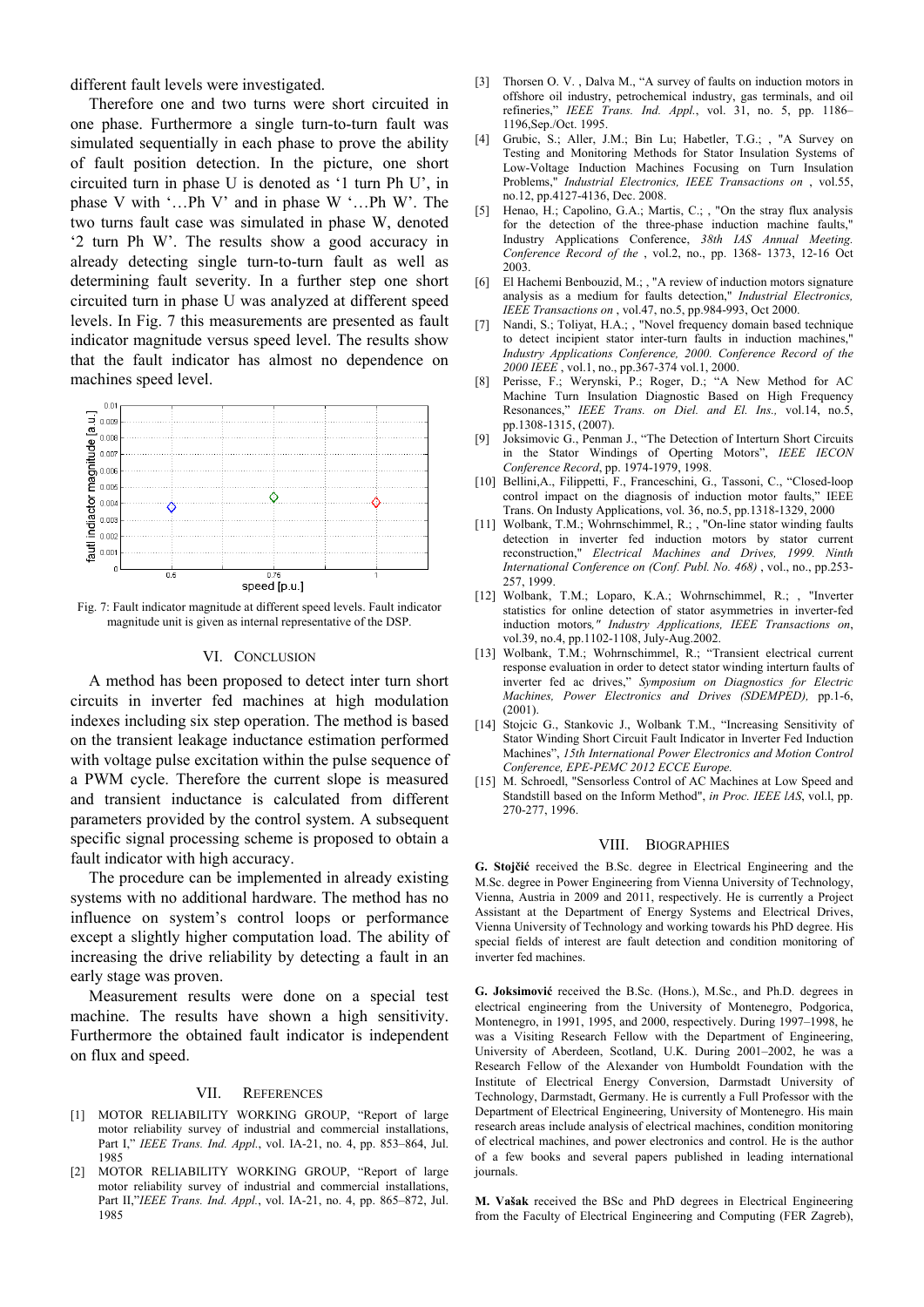different fault levels were investigated.

Therefore one and two turns were short circuited in one phase. Furthermore a single turn-to-turn fault was simulated sequentially in each phase to prove the ability of fault position detection. In the picture, one short circuited turn in phase U is denoted as '1 turn Ph U', in phase V with '…Ph V' and in phase W '…Ph W'. The two turns fault case was simulated in phase W, denoted '2 turn Ph W'. The results show a good accuracy in already detecting single turn-to-turn fault as well as determining fault severity. In a further step one short circuited turn in phase U was analyzed at different speed levels. In Fig. 7 this measurements are presented as fault indicator magnitude versus speed level. The results show that the fault indicator has almost no dependence on machines speed level.

Fig. 7: Fault indicator magnitude at different speed levels. Fault indicator magnitude unit is given as internal representative of the DSP.

## VI. Conclusion

A method has been proposed to detect inter turn short circuits in inverter fed machines at high modulation indexes including six step operation. The method is based on the transient leakage inductance estimation performed with voltage pulse excitation within the pulse sequence of a PWM cycle. Therefore the current slope is measured and transient inductance is calculated from different parameters provided by the control system. A subsequent specific signal processing scheme is proposed to obtain a fault indicator with high accuracy.

The procedure can be implemented in already existing systems with no additional hardware. The method has no influence on system's control loops or performance except a slightly higher computation load. The ability of increasing the drive reliability by detecting a fault in an early stage was proven.

Measurement results were done on a special test machine. The results have shown a high sensitivity. Furthermore the obtained fault indicator is independent on flux and speed.

## VII. References

[1] MOTOR RELIABILITY WORKING GROUP, "Report of large motor reliability survey of industrial and commercial installations, Part I," *IEEE Trans. Ind. Appl.*, vol. IA-21, no. 4, pp. 853–864, Jul. 1985

[2] MOTOR RELIABILITY WORKING GROUP, "Report of large motor reliability survey of industrial and commercial installations, Part II,"*IEEE Trans. Ind. Appl.*, vol. IA-21, no. 4, pp. 865–872, Jul. 1985

[3] Thorsen O. V. , Dalva M., "A survey of faults on induction motors in offshore oil industry, petrochemical industry, gas terminals, and oil refineries," *IEEE Trans. Ind. Appl.*, vol. 31, no. 5, pp. 1186–1196,Sep./Oct. 1995.

[4] Grubic, S.; Aller, J.M.; Bin Lu; Habetler, T.G.; , "A Survey on Testing and Monitoring Methods for Stator Insulation Systems of Low-Voltage Induction Machines Focusing on Turn Insulation Problems," *Industrial Electronics, IEEE Transactions on* , vol.55, no.12, pp.4127-4136, Dec. 2008.

[5] Henao, H.; Capolino, G.A.; Martis, C.; , "On the stray flux analysis for the detection of the three-phase induction machine faults," Industry Applications Conference, *38th IAS Annual Meeting. Conference Record of the* , vol.2, no., pp. 1368- 1373, 12-16 Oct 2003.

[6] El Hachemi Benbouzid, M.; , "A review of induction motors signature analysis as a medium for faults detection," *Industrial Electronics, IEEE Transactions on* , vol.47, no.5, pp.984-993, Oct 2000.

[7] Nandi, S.; Toliyat, H.A.; , "Novel frequency domain based technique to detect incipient stator inter-turn faults in induction machines," *Industry Applications Conference, 2000. Conference Record of the 2000 IEEE* , vol.1, no., pp.367-374 vol.1, 2000.

[8] Perisse, F.; Werynski, P.; Roger, D.; "A New Method for AC Machine Turn Insulation Diagnostic Based on High Frequency Resonances," *IEEE Trans. on Diel. and El. Ins.,* vol.14, no.5, pp.1308-1315, (2007).

[9] Joksimovic G., Penman J., "The Detection of Interturn Short Circuits in the Stator Windings of Operting Motors", *IEEE IECON Conference Record*, pp. 1974-1979, 1998.

[10] Bellini,A., Filippetti, F., Franceschini, G., Tassoni, C., "Closed-loop control impact on the diagnosis of induction motor faults," IEEE Trans. On Industy Applications, vol. 36, no.5, pp.1318-1329, 2000

[11] Wolbank, T.M.; Wohrnschimmel, R.; , "On-line stator winding faults detection in inverter fed induction motors by stator current reconstruction," *Electrical Machines and Drives, 1999. Ninth International Conference on (Conf. Publ. No. 468)* , vol., no., pp.253-257, 1999.

[12] Wolbank, T.M.; Loparo, K.A.; Wohrnschimmel, R.; , "Inverter statistics for online detection of stator asymmetries in inverter-fed induction motors," *Industry Applications, IEEE Transactions on*, vol.39, no.4, pp.1102-1108, July-Aug.2002.

[13] Wolbank, T.M.; Wohrnschimmel, R.; "Transient electrical current response evaluation in order to detect stator winding interturn faults of inverter fed ac drives," *Symposium on Diagnostics for Electric Machines, Power Electronics and Drives (SDEMPED),* pp.1-6, (2001).

[14] Stojcic G., Stankovic J., Wolbank T.M., "Increasing Sensitivity of Stator Winding Short Circuit Fault Indicator in Inverter Fed Induction Machines", *15th International Power Electronics and Motion Control Conference, EPE-PEMC 2012 ECCE Europe.*

[15] M. Schroedl, "Sensorless Control of AC Machines at Low Speed and Standstill based on the Inform Method", *in Proc. IEEE lAS*, vol.l, pp. 270-277, 1996.

## VIII. Biographies

**G. Stojčić** received the B.Sc. degree in Electrical Engineering and the M.Sc. degree in Power Engineering from Vienna University of Technology, Vienna, Austria in 2009 and 2011, respectively. He is currently a Project Assistant at the Department of Energy Systems and Electrical Drives, Vienna University of Technology and working towards his PhD degree. His special fields of interest are fault detection and condition monitoring of inverter fed machines.

**G. Joksimović** received the B.Sc. (Hons.), M.Sc., and Ph.D. degrees in electrical engineering from the University of Montenegro, Podgorica, Montenegro, in 1991, 1995, and 2000, respectively. During 1997–1998, he was a Visiting Research Fellow with the Department of Engineering, University of Aberdeen, Scotland, U.K. During 2001–2002, he was a Research Fellow of the Alexander von Humboldt Foundation with the Institute of Electrical Energy Conversion, Darmstadt University of Technology, Darmstadt, Germany. He is currently a Full Professor with the Department of Electrical Engineering, University of Montenegro. His main research areas include analysis of electrical machines, condition monitoring of electrical machines, and power electronics and control. He is the author of a few books and several papers published in leading international journals.

**M. Vašak** received the BSc and PhD degrees in Electrical Engineering from the Faculty of Electrical Engineering and Computing (FER Zagreb),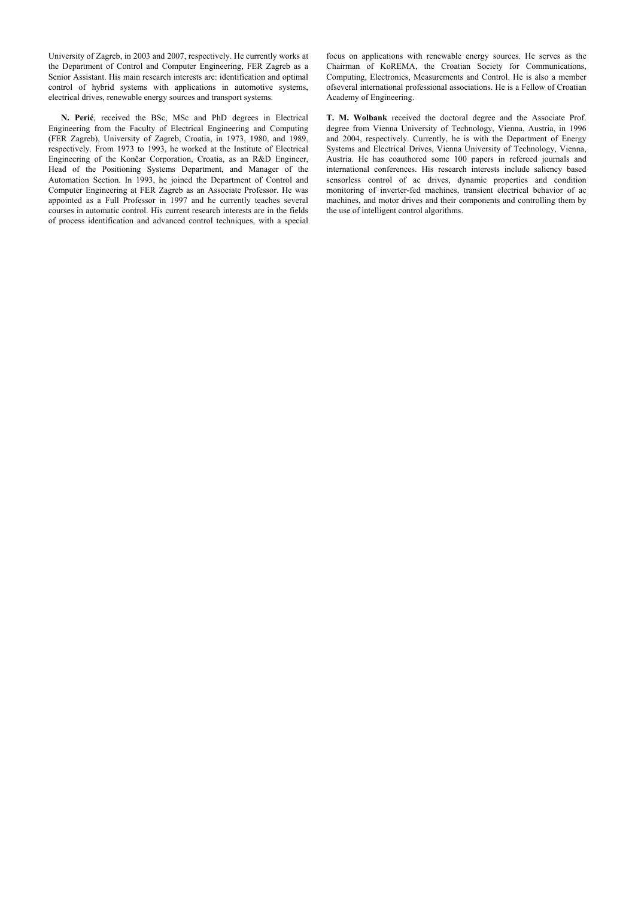University of Zagreb, in 2003 and 2007, respectively. He currently works at the Department of Control and Computer Engineering, FER Zagreb as a Senior Assistant. His main research interests are: identification and optimal control of hybrid systems with applications in automotive systems, electrical drives, renewable energy sources and transport systems.

**N. Perić**, received the BSc, MSc and PhD degrees in Electrical Engineering from the Faculty of Electrical Engineering and Computing (FER Zagreb), University of Zagreb, Croatia, in 1973, 1980, and 1989, respectively. From 1973 to 1993, he worked at the Institute of Electrical Engineering of the Končar Corporation, Croatia, as an R&D Engineer, Head of the Positioning Systems Department, and Manager of the Automation Section. In 1993, he joined the Department of Control and Computer Engineering at FER Zagreb as an Associate Professor. He was appointed as a Full Professor in 1997 and he currently teaches several courses in automatic control. His current research interests are in the fields of process identification and advanced control techniques, with a special focus on applications with renewable energy sources. He serves as the Chairman of KoREMA, the Croatian Society for Communications, Computing, Electronics, Measurements and Control. He is also a member ofseveral international professional associations. He is a Fellow of Croatian Academy of Engineering.

**T. M. Wolbank** received the doctoral degree and the Associate Prof. degree from Vienna University of Technology, Vienna, Austria, in 1996 and 2004, respectively. Currently, he is with the Department of Energy Systems and Electrical Drives, Vienna University of Technology, Vienna, Austria. He has coauthored some 100 papers in refereed journals and international conferences. His research interests include saliency based sensorless control of ac drives, dynamic properties and condition monitoring of inverter-fed machines, transient electrical behavior of ac machines, and motor drives and their components and controlling them by the use of intelligent control algorithms.